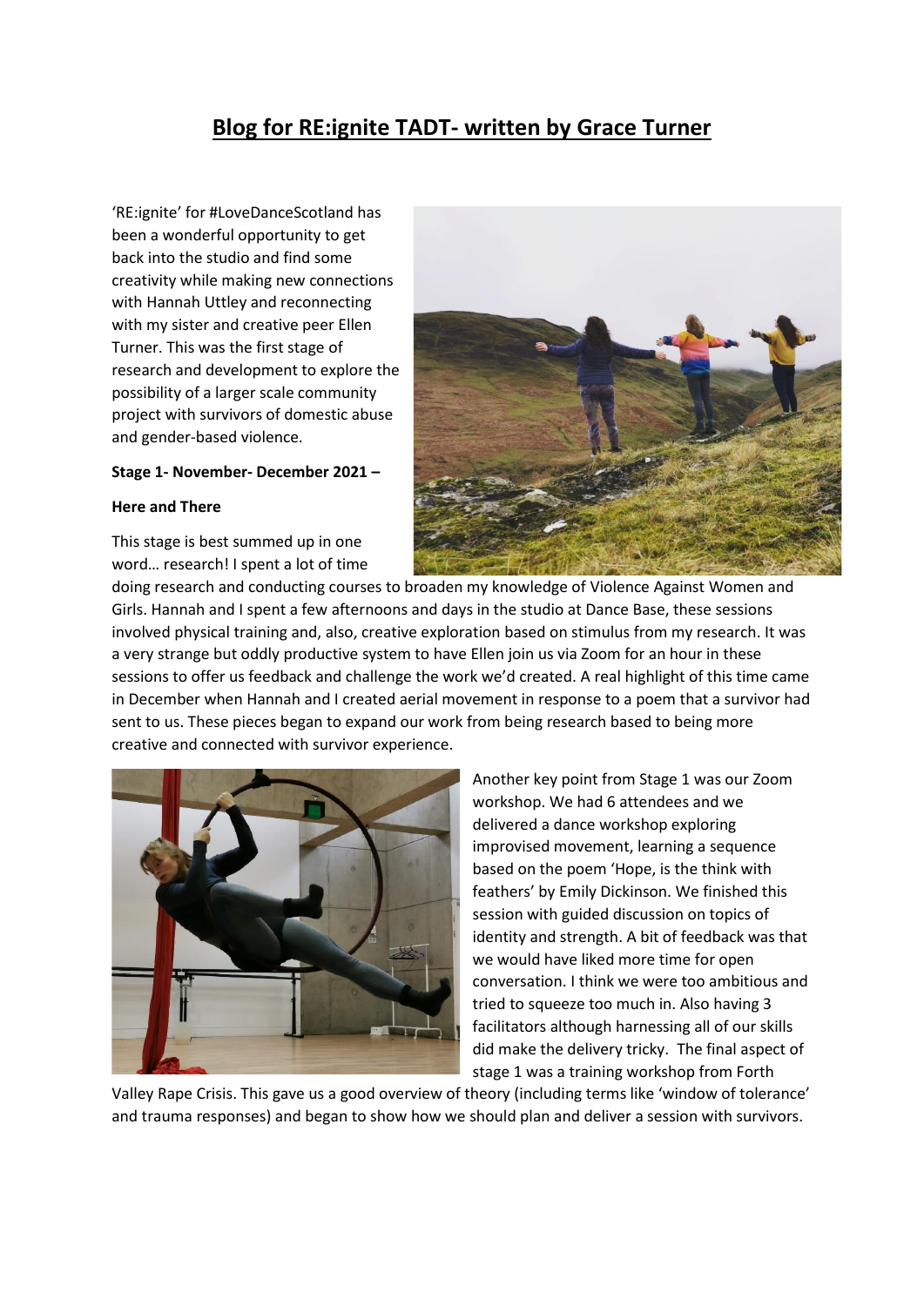# Blog for RE:ignite TADT- written by Grace Turner

'RE:ignite' for #LoveDanceScotland has been a wonderful opportunity to get back into the studio and find some creativity while making new connections with Hannah Uttley and reconnecting with my sister and creative peer Ellen Turner. This was the first stage of research and development to explore the possibility of a larger scale community project with survivors of domestic abuse and gender-based violence.

**Stage 1- November- December 2021 –**

**Here and There**

This stage is best summed up in one word… research! I spent a lot of time doing research and conducting courses to broaden my knowledge of Violence Against Women and Girls. Hannah and I spent a few afternoons and days in the studio at Dance Base, these sessions involved physical training and, also, creative exploration based on stimulus from my research. It was a very strange but oddly productive system to have Ellen join us via Zoom for an hour in these sessions to offer us feedback and challenge the work we'd created. A real highlight of this time came in December when Hannah and I created aerial movement in response to a poem that a survivor had sent to us. These pieces began to expand our work from being research based to being more creative and connected with survivor experience.

Another key point from Stage 1 was our Zoom workshop. We had 6 attendees and we delivered a dance workshop exploring improvised movement, learning a sequence based on the poem 'Hope, is the think with feathers' by Emily Dickinson. We finished this session with guided discussion on topics of identity and strength. A bit of feedback was that we would have liked more time for open conversation. I think we were too ambitious and tried to squeeze too much in. Also having 3 facilitators although harnessing all of our skills did make the delivery tricky. The final aspect of stage 1 was a training workshop from Forth Valley Rape Crisis. This gave us a good overview of theory (including terms like 'window of tolerance' and trauma responses) and began to show how we should plan and deliver a session with survivors.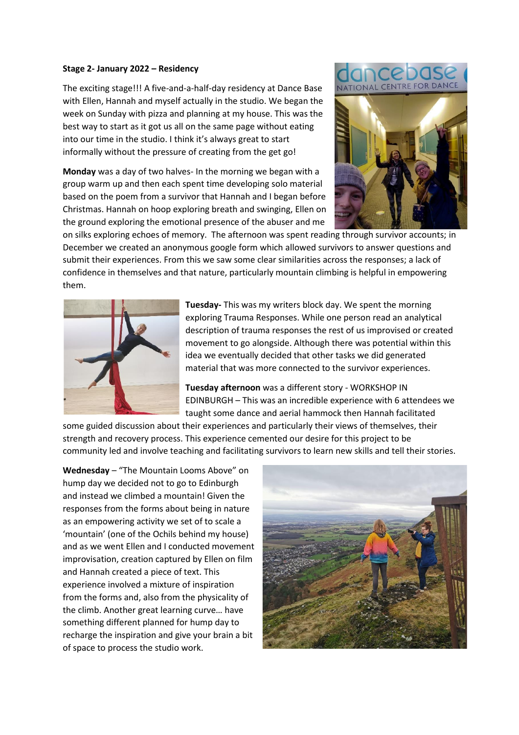**Stage 2- January 2022 – Residency**

The exciting stage!!! A five-and-a-half-day residency at Dance Base with Ellen, Hannah and myself actually in the studio. We began the week on Sunday with pizza and planning at my house. This was the best way to start as it got us all on the same page without eating into our time in the studio. I think it's always great to start informally without the pressure of creating from the get go!

**Monday** was a day of two halves- In the morning we began with a group warm up and then each spent time developing solo material based on the poem from a survivor that Hannah and I began before Christmas. Hannah on hoop exploring breath and swinging, Ellen on the ground exploring the emotional presence of the abuser and me on silks exploring echoes of memory. The afternoon was spent reading through survivor accounts; in December we created an anonymous google form which allowed survivors to answer questions and submit their experiences. From this we saw some clear similarities across the responses; a lack of confidence in themselves and that nature, particularly mountain climbing is helpful in empowering them.

**Tuesday-** This was my writers block day. We spent the morning exploring Trauma Responses. While one person read an analytical description of trauma responses the rest of us improvised or created movement to go alongside. Although there was potential within this idea we eventually decided that other tasks we did generated material that was more connected to the survivor experiences.

**Tuesday afternoon** was a different story - WORKSHOP IN EDINBURGH – This was an incredible experience with 6 attendees we taught some dance and aerial hammock then Hannah facilitated some guided discussion about their experiences and particularly their views of themselves, their strength and recovery process. This experience cemented our desire for this project to be community led and involve teaching and facilitating survivors to learn new skills and tell their stories.

**Wednesday** – "The Mountain Looms Above" on hump day we decided not to go to Edinburgh and instead we climbed a mountain! Given the responses from the forms about being in nature as an empowering activity we set of to scale a 'mountain' (one of the Ochils behind my house) and as we went Ellen and I conducted movement improvisation, creation captured by Ellen on film and Hannah created a piece of text. This experience involved a mixture of inspiration from the forms and, also from the physicality of the climb. Another great learning curve… have something different planned for hump day to recharge the inspiration and give your brain a bit of space to process the studio work.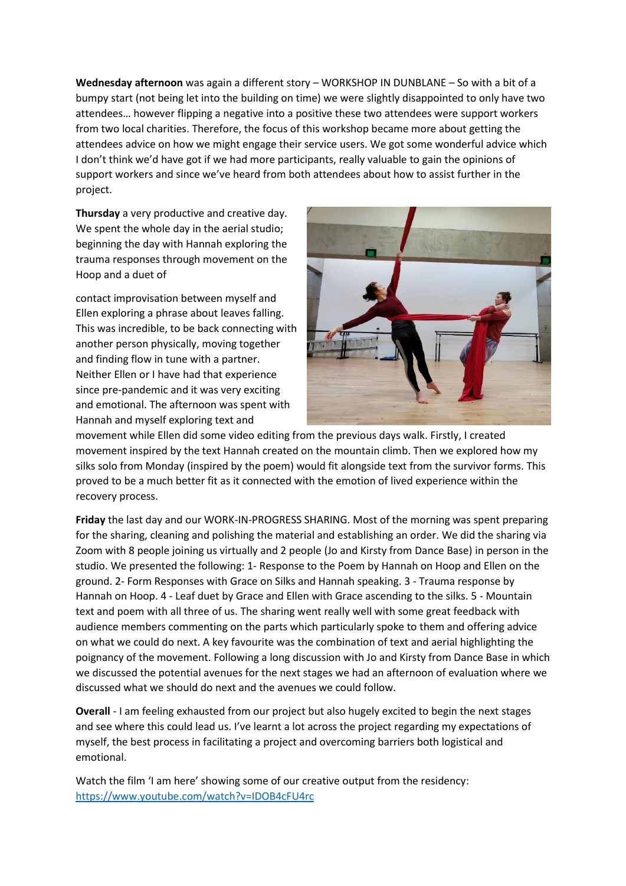**Wednesday afternoon** was again a different story – WORKSHOP IN DUNBLANE – So with a bit of a bumpy start (not being let into the building on time) we were slightly disappointed to only have two attendees… however flipping a negative into a positive these two attendees were support workers from two local charities. Therefore, the focus of this workshop became more about getting the attendees advice on how we might engage their service users. We got some wonderful advice which I don't think we'd have got if we had more participants, really valuable to gain the opinions of support workers and since we've heard from both attendees about how to assist further in the project.

**Thursday** a very productive and creative day. We spent the whole day in the aerial studio; beginning the day with Hannah exploring the trauma responses through movement on the Hoop and a duet of contact improvisation between myself and Ellen exploring a phrase about leaves falling. This was incredible, to be back connecting with another person physically, moving together and finding flow in tune with a partner. Neither Ellen or I have had that experience since pre-pandemic and it was very exciting and emotional. The afternoon was spent with Hannah and myself exploring text and movement while Ellen did some video editing from the previous days walk. Firstly, I created movement inspired by the text Hannah created on the mountain climb. Then we explored how my silks solo from Monday (inspired by the poem) would fit alongside text from the survivor forms. This proved to be a much better fit as it connected with the emotion of lived experience within the recovery process.

**Friday** the last day and our WORK-IN-PROGRESS SHARING. Most of the morning was spent preparing for the sharing, cleaning and polishing the material and establishing an order. We did the sharing via Zoom with 8 people joining us virtually and 2 people (Jo and Kirsty from Dance Base) in person in the studio. We presented the following: 1- Response to the Poem by Hannah on Hoop and Ellen on the ground. 2- Form Responses with Grace on Silks and Hannah speaking. 3 - Trauma response by Hannah on Hoop. 4 - Leaf duet by Grace and Ellen with Grace ascending to the silks. 5 - Mountain text and poem with all three of us. The sharing went really well with some great feedback with audience members commenting on the parts which particularly spoke to them and offering advice on what we could do next. A key favourite was the combination of text and aerial highlighting the poignancy of the movement. Following a long discussion with Jo and Kirsty from Dance Base in which we discussed the potential avenues for the next stages we had an afternoon of evaluation where we discussed what we should do next and the avenues we could follow.

**Overall** - I am feeling exhausted from our project but also hugely excited to begin the next stages and see where this could lead us. I've learnt a lot across the project regarding my expectations of myself, the best process in facilitating a project and overcoming barriers both logistical and emotional.

Watch the film 'I am here' showing some of our creative output from the residency: [https://www.youtube.com/watch?v=IDOB4cFU4rc](https://www.youtube.com/watch?v=IDOB4cFU4rc)